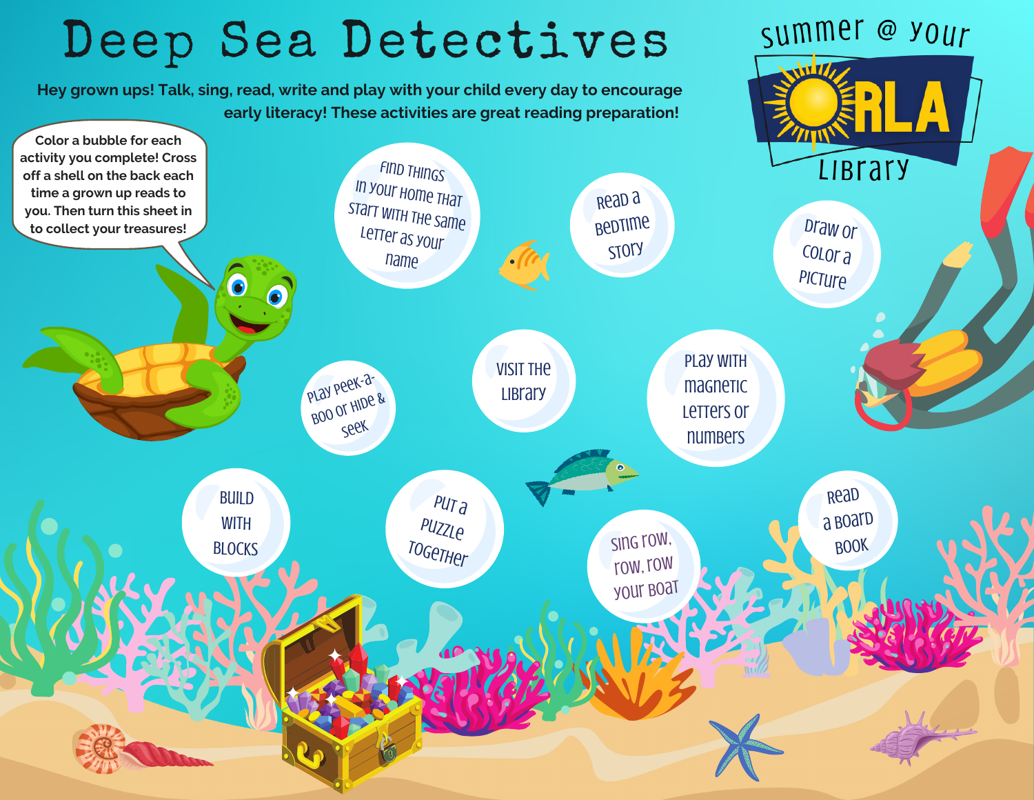# Deep Sea Detectives

summer @ your ORLA Library

**Hey grown ups! Talk, sing, read, write and play with your child every day to encourage early literacy! These activities are great reading preparation!**

Color a bubble for each activity you complete! Cross off a shell on the back each time a grown up reads to you. Then turn this sheet in to collect your treasures!

- Find things in your home that start with the same letter as your name
- Read a bedtime story
- Draw or color a picture
- Play peek-a-boo or hide & seek
- Visit the library
- Play with magnetic letters or numbers
- Build with blocks
- Put a puzzle together
- Sing row, row your boat
- Read a board book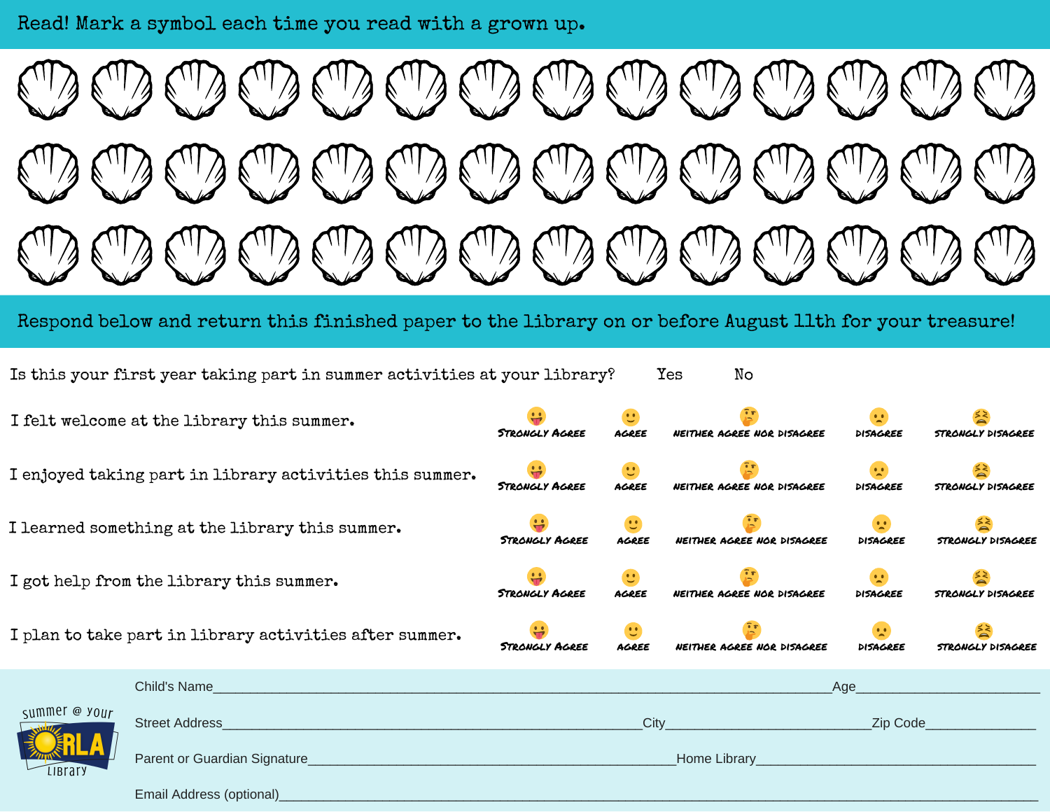Read! Mark a symbol each time you read with a grown up.

Respond below and return this finished paper to the library on or before August 11th for your treasure!

Is this your first year taking part in summer activities at your library? Yes No

| | | | | | |
|---|---|---|---|---|---|
| I felt welcome at the library this summer. | STRONGLY AGREE | AGREE | NEITHER AGREE NOR DISAGREE | DISAGREE | STRONGLY DISAGREE |
| I enjoyed taking part in library activities this summer. | STRONGLY AGREE | AGREE | NEITHER AGREE NOR DISAGREE | DISAGREE | STRONGLY DISAGREE |
| I learned something at the library this summer. | STRONGLY AGREE | AGREE | NEITHER AGREE NOR DISAGREE | DISAGREE | STRONGLY DISAGREE |
| I got help from the library this summer. | STRONGLY AGREE | AGREE | NEITHER AGREE NOR DISAGREE | DISAGREE | STRONGLY DISAGREE |
| I plan to take part in library activities after summer. | STRONGLY AGREE | AGREE | NEITHER AGREE NOR DISAGREE | DISAGREE | STRONGLY DISAGREE |

summer @ your ORLA library

Child's Name\_\_\_\_\_\_\_\_\_\_\_\_\_\_\_\_\_\_\_\_\_\_\_\_\_\_\_\_\_\_ Age\_\_\_\_\_\_\_\_\_\_

Street Address\_\_\_\_\_\_\_\_\_\_\_\_\_\_\_\_\_\_\_\_ City\_\_\_\_\_\_\_\_\_\_\_\_ Zip Code\_\_\_\_\_\_\_\_

Parent or Guardian Signature\_\_\_\_\_\_\_\_\_\_\_\_\_\_\_\_\_\_\_\_ Home Library\_\_\_\_\_\_\_\_\_\_\_\_\_\_\_\_

Email Address (optional)\_\_\_\_\_\_\_\_\_\_\_\_\_\_\_\_\_\_\_\_\_\_\_\_\_\_\_\_\_\_\_\_\_\_\_\_